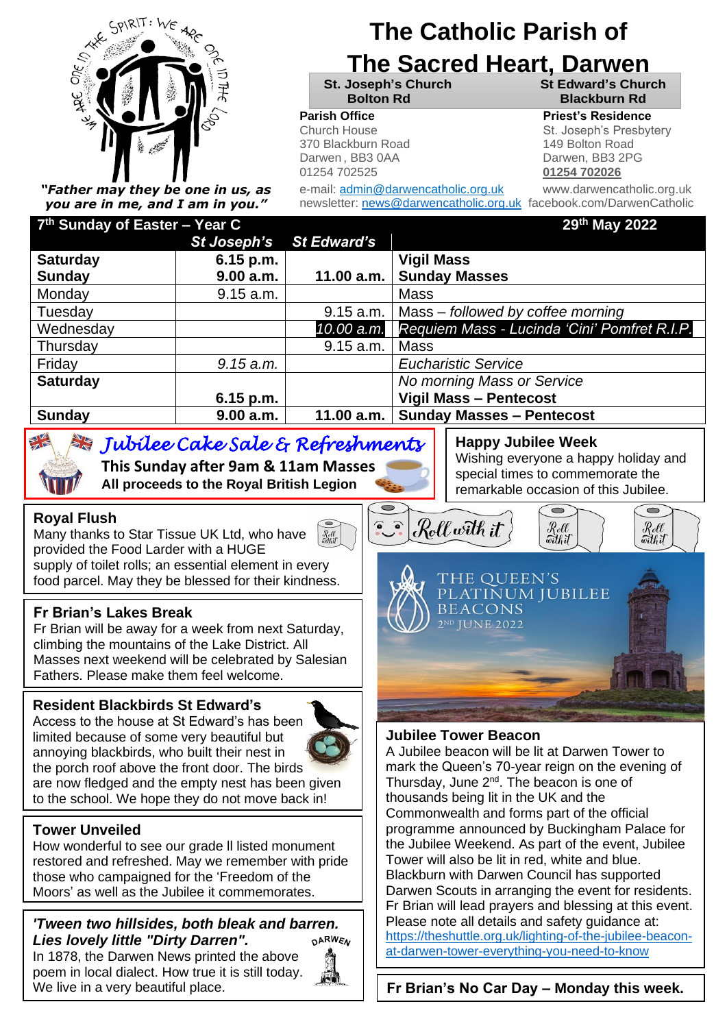# The Catholic Parish of The Sacred Heart, Darwen

*"Father may they be one in us, as you are in me, and I am in you."*

| St. Joseph's Church Bolton Rd | St Edward's Church Blackburn Rd |
|---|---|

**Parish Office**
Church House
370 Blackburn Road
Darwen , BB3 0AA
01254 702525

**Priest's Residence**
St. Joseph's Presbytery
149 Bolton Road
Darwen, BB3 2PG
**01254 702026**

e-mail: admin@darwencatholic.org.uk
newsletter: news@darwencatholic.org.uk
www.darwencatholic.org.uk
facebook.com/DarwenCatholic

| 7th Sunday of Easter – Year C | *St Joseph's* | *St Edward's* | 29th May 2022 |
|---|---|---|---|
| **Saturday** | **6.15 p.m.** | | **Vigil Mass** |
| **Sunday** | **9.00 a.m.** | **11.00 a.m.** | **Sunday Masses** |
| Monday | 9.15 a.m. | | Mass |
| Tuesday | | 9.15 a.m. | Mass – *followed by coffee morning* |
| Wednesday | | *10.00 a.m.* | *Requiem Mass - Lucinda 'Cini' Pomfret R.I.P.* |
| Thursday | | 9.15 a.m. | Mass |
| Friday | *9.15 a.m.* | | *Eucharistic Service* |
| **Saturday** | | | *No morning Mass or Service* |
| | **6.15 p.m.** | | **Vigil Mass – Pentecost** |
| **Sunday** | **9.00 a.m.** | **11.00 a.m.** | **Sunday Masses – Pentecost** |

## *Jubilee Cake Sale & Refreshments*

**This Sunday after 9am & 11am Masses**
**All proceeds to the Royal British Legion**

### Happy Jubilee Week

Wishing everyone a happy holiday and special times to commemorate the remarkable occasion of this Jubilee.

### Royal Flush

Many thanks to Star Tissue UK Ltd, who have provided the Food Larder with a HUGE supply of toilet rolls; an essential element in every food parcel. May they be blessed for their kindness.

Roll with it

### Fr Brian's Lakes Break

Fr Brian will be away for a week from next Saturday, climbing the mountains of the Lake District. All Masses next weekend will be celebrated by Salesian Fathers. Please make them feel welcome.

### Resident Blackbirds St Edward's

Access to the house at St Edward's has been limited because of some very beautiful but annoying blackbirds, who built their nest in the porch roof above the front door. The birds are now fledged and the empty nest has been given to the school. We hope they do not move back in!

### Tower Unveiled

How wonderful to see our grade ll listed monument restored and refreshed. May we remember with pride those who campaigned for the 'Freedom of the Moors' as well as the Jubilee it commemorates.

***'Tween two hillsides, both bleak and barren. Lies lovely little "Dirty Darren".***

In 1878, the Darwen News printed the above poem in local dialect. How true it is still today. We live in a very beautiful place.

THE QUEEN'S PLATINUM JUBILEE BEACONS
2ND JUNE 2022

### Jubilee Tower Beacon

A Jubilee beacon will be lit at Darwen Tower to mark the Queen's 70-year reign on the evening of Thursday, June 2nd. The beacon is one of thousands being lit in the UK and the Commonwealth and forms part of the official programme announced by Buckingham Palace for the Jubilee Weekend. As part of the event, Jubilee Tower will also be lit in red, white and blue. Blackburn with Darwen Council has supported Darwen Scouts in arranging the event for residents. Fr Brian will lead prayers and blessing at this event. Please note all details and safety guidance at: https://theshuttle.org.uk/lighting-of-the-jubilee-beacon-at-darwen-tower-everything-you-need-to-know

**Fr Brian's No Car Day – Monday this week.**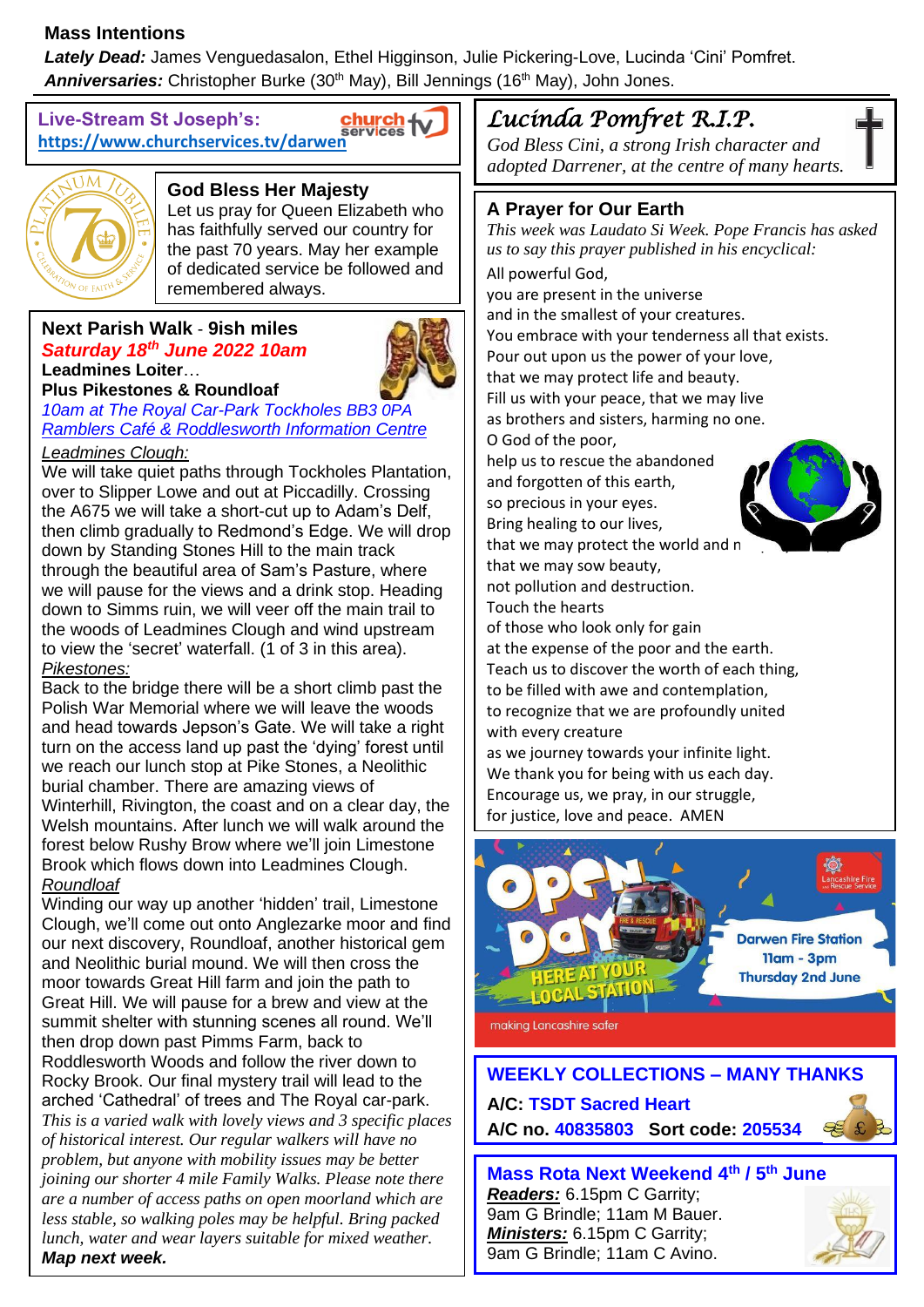## Mass Intentions

***Lately Dead:*** James Venguedasalon, Ethel Higginson, Julie Pickering-Love, Lucinda 'Cini' Pomfret.
***Anniversaries:*** Christopher Burke (30th May), Bill Jennings (16th May), John Jones.

**Live-Stream St Joseph's:**
https://www.churchservices.tv/darwen

### God Bless Her Majesty

Let us pray for Queen Elizabeth who has faithfully served our country for the past 70 years. May her example of dedicated service be followed and remembered always.

### Next Parish Walk - 9ish miles

***Saturday 18th June 2022 10am***
**Leadmines Loiter…**
**Plus Pikestones & Roundloaf**
*10am at The Royal Car-Park Tockholes BB3 0PA*
*Ramblers Café & Roddlesworth Information Centre*

*Leadmines Clough:*
We will take quiet paths through Tockholes Plantation, over to Slipper Lowe and out at Piccadilly. Crossing the A675 we will take a short-cut up to Adam's Delf, then climb gradually to Redmond's Edge. We will drop down by Standing Stones Hill to the main track through the beautiful area of Sam's Pasture, where we will pause for the views and a drink stop. Heading down to Simms ruin, we will veer off the main trail to the woods of Leadmines Clough and wind upstream to view the 'secret' waterfall. (1 of 3 in this area).

*Pikestones:*
Back to the bridge there will be a short climb past the Polish War Memorial where we will leave the woods and head towards Jepson's Gate. We will take a right turn on the access land up past the 'dying' forest until we reach our lunch stop at Pike Stones, a Neolithic burial chamber. There are amazing views of Winterhill, Rivington, the coast and on a clear day, the Welsh mountains. After lunch we will walk around the forest below Rushy Brow where we'll join Limestone Brook which flows down into Leadmines Clough.

*Roundloaf*
Winding our way up another 'hidden' trail, Limestone Clough, we'll come out onto Anglezarke moor and find our next discovery, Roundloaf, another historical gem and Neolithic burial mound. We will then cross the moor towards Great Hill farm and join the path to Great Hill. We will pause for a brew and view at the summit shelter with stunning scenes all round. We'll then drop down past Pimms Farm, back to Roddlesworth Woods and follow the river down to Rocky Brook. Our final mystery trail will lead to the arched 'Cathedral' of trees and The Royal car-park.

*This is a varied walk with lovely views and 3 specific places of historical interest. Our regular walkers will have no problem, but anyone with mobility issues may be better joining our shorter 4 mile Family Walks. Please note there are a number of access paths on open moorland which are less stable, so walking poles may be helpful. Bring packed lunch, water and wear layers suitable for mixed weather.*
***Map next week.***

### *Lucinda Pomfret R.I.P.*

*God Bless Cini, a strong Irish character and adopted Darrener, at the centre of many hearts.*

### A Prayer for Our Earth

*This week was Laudato Si Week. Pope Francis has asked us to say this prayer published in his encyclical:*

All powerful God,
you are present in the universe
and in the smallest of your creatures.
You embrace with your tenderness all that exists.
Pour out upon us the power of your love,
that we may protect life and beauty.
Fill us with your peace, that we may live
as brothers and sisters, harming no one.
O God of the poor,
help us to rescue the abandoned
and forgotten of this earth,
so precious in your eyes.
Bring healing to our lives,
that we may protect the world and n
that we may sow beauty,
not pollution and destruction.
Touch the hearts
of those who look only for gain
at the expense of the poor and the earth.
Teach us to discover the worth of each thing,
to be filled with awe and contemplation,
to recognize that we are profoundly united
with every creature
as we journey towards your infinite light.
We thank you for being with us each day.
Encourage us, we pray, in our struggle,
for justice, love and peace. AMEN

Open Day
HERE AT YOUR LOCAL STATION
Lancashire Fire and Rescue Service
Darwen Fire Station
11am - 3pm
Thursday 2nd June
making Lancashire safer

### WEEKLY COLLECTIONS – MANY THANKS

**A/C: TSDT Sacred Heart**
**A/C no. 40835803 Sort code: 205534**

### Mass Rota Next Weekend 4th / 5th June

***Readers:*** 6.15pm C Garrity;
9am G Brindle; 11am M Bauer.
***Ministers:*** 6.15pm C Garrity;
9am G Brindle; 11am C Avino.